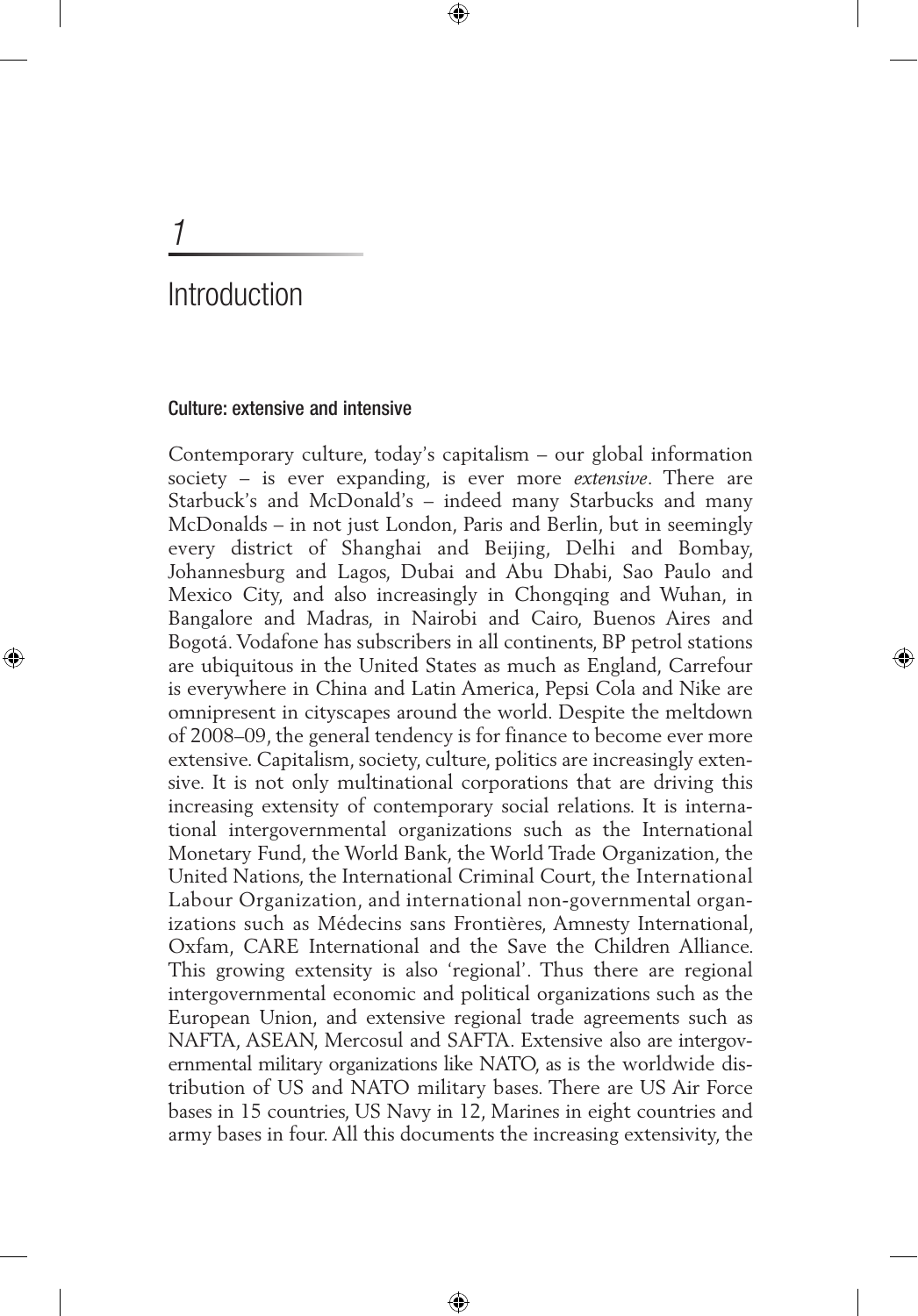# 1

# Introduction

## Culture: extensive and intensive

Contemporary culture, today's capitalism – our global information society – is ever expanding, is ever more *extensive*. There are Starbuck's and McDonald's – indeed many Starbucks and many McDonalds – in not just London, Paris and Berlin, but in seemingly every district of Shanghai and Beijing, Delhi and Bombay, Johannesburg and Lagos, Dubai and Abu Dhabi, Sao Paulo and Mexico City, and also increasingly in Chongqing and Wuhan, in Bangalore and Madras, in Nairobi and Cairo, Buenos Aires and Bogotá. Vodafone has subscribers in all continents, BP petrol stations are ubiquitous in the United States as much as England, Carrefour is everywhere in China and Latin America, Pepsi Cola and Nike are omnipresent in cityscapes around the world. Despite the meltdown of 2008–09, the general tendency is for finance to become ever more extensive. Capitalism, society, culture, politics are increasingly extensive. It is not only multinational corporations that are driving this increasing extensity of contemporary social relations. It is international intergovernmental organizations such as the International Monetary Fund, the World Bank, the World Trade Organization, the United Nations, the International Criminal Court, the International Labour Organization, and international non-governmental organizations such as Médecins sans Frontières, Amnesty International, Oxfam, CARE International and the Save the Children Alliance. This growing extensity is also 'regional'. Thus there are regional intergovernmental economic and political organizations such as the European Union, and extensive regional trade agreements such as NAFTA, ASEAN, Mercosul and SAFTA. Extensive also are intergovernmental military organizations like NATO, as is the worldwide distribution of US and NATO military bases. There are US Air Force bases in 15 countries, US Navy in 12, Marines in eight countries and army bases in four. All this documents the increasing extensivity, the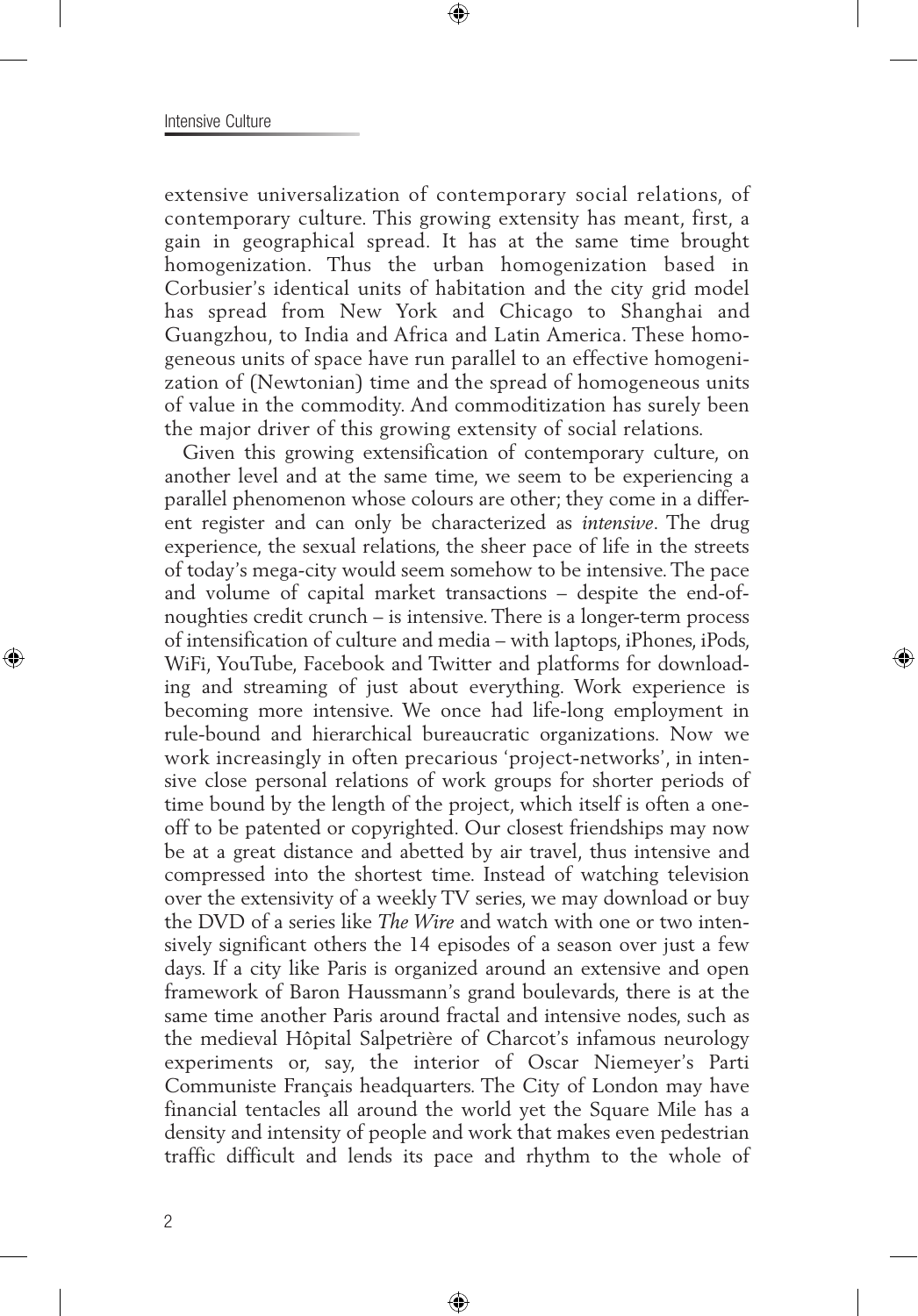extensive universalization of contemporary social relations, of contemporary culture. This growing extensity has meant, first, a gain in geographical spread. It has at the same time brought homogenization. Thus the urban homogenization based in Corbusier's identical units of habitation and the city grid model has spread from New York and Chicago to Shanghai and Guangzhou, to India and Africa and Latin America. These homogeneous units of space have run parallel to an effective homogenization of (Newtonian) time and the spread of homogeneous units of value in the commodity. And commoditization has surely been the major driver of this growing extensity of social relations.

Given this growing extensification of contemporary culture, on another level and at the same time, we seem to be experiencing a parallel phenomenon whose colours are other; they come in a different register and can only be characterized as *intensive*. The drug experience, the sexual relations, the sheer pace of life in the streets of today's mega-city would seem somehow to be intensive. The pace and volume of capital market transactions – despite the end-of-noughties credit crunch – is intensive. There is a longer-term process of intensification of culture and media – with laptops, iPhones, iPods, WiFi, YouTube, Facebook and Twitter and platforms for downloading and streaming of just about everything. Work experience is becoming more intensive. We once had life-long employment in rule-bound and hierarchical bureaucratic organizations. Now we work increasingly in often precarious 'project-networks', in intensive close personal relations of work groups for shorter periods of time bound by the length of the project, which itself is often a one-off to be patented or copyrighted. Our closest friendships may now be at a great distance and abetted by air travel, thus intensive and compressed into the shortest time. Instead of watching television over the extensivity of a weekly TV series, we may download or buy the DVD of a series like *The Wire* and watch with one or two intensively significant others the 14 episodes of a season over just a few days. If a city like Paris is organized around an extensive and open framework of Baron Haussmann's grand boulevards, there is at the same time another Paris around fractal and intensive nodes, such as the medieval Hôpital Salpetrière of Charcot's infamous neurology experiments or, say, the interior of Oscar Niemeyer's Parti Communiste Français headquarters. The City of London may have financial tentacles all around the world yet the Square Mile has a density and intensity of people and work that makes even pedestrian traffic difficult and lends its pace and rhythm to the whole of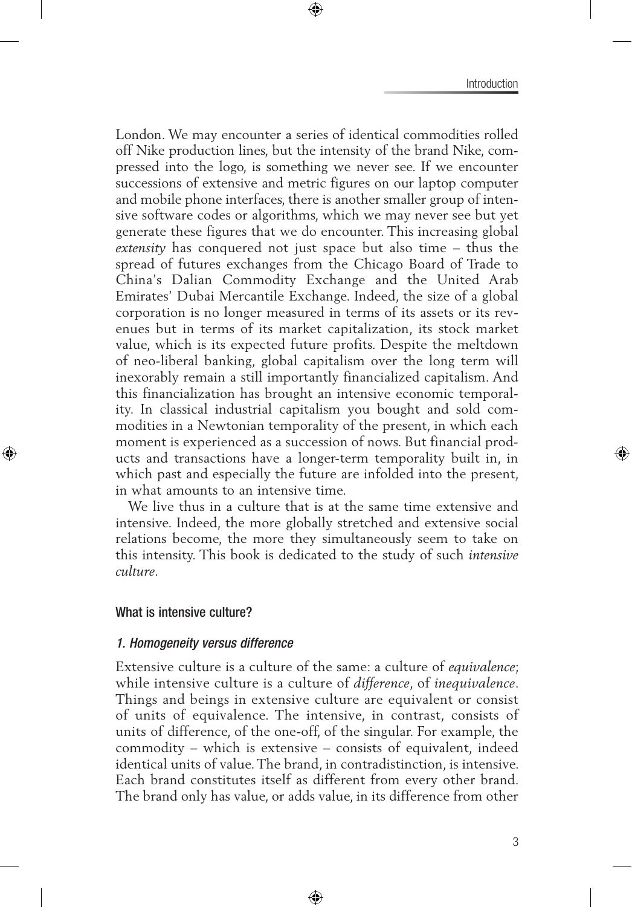London. We may encounter a series of identical commodities rolled off Nike production lines, but the intensity of the brand Nike, compressed into the logo, is something we never see. If we encounter successions of extensive and metric figures on our laptop computer and mobile phone interfaces, there is another smaller group of intensive software codes or algorithms, which we may never see but yet generate these figures that we do encounter. This increasing global *extensity* has conquered not just space but also time – thus the spread of futures exchanges from the Chicago Board of Trade to China's Dalian Commodity Exchange and the United Arab Emirates' Dubai Mercantile Exchange. Indeed, the size of a global corporation is no longer measured in terms of its assets or its revenues but in terms of its market capitalization, its stock market value, which is its expected future profits. Despite the meltdown of neo-liberal banking, global capitalism over the long term will inexorably remain a still importantly financialized capitalism. And this financialization has brought an intensive economic temporality. In classical industrial capitalism you bought and sold commodities in a Newtonian temporality of the present, in which each moment is experienced as a succession of nows. But financial products and transactions have a longer-term temporality built in, in which past and especially the future are infolded into the present, in what amounts to an intensive time.

We live thus in a culture that is at the same time extensive and intensive. Indeed, the more globally stretched and extensive social relations become, the more they simultaneously seem to take on this intensity. This book is dedicated to the study of such *intensive culture*.

## What is intensive culture?

### *1. Homogeneity versus difference*

Extensive culture is a culture of the same: a culture of *equivalence*; while intensive culture is a culture of *difference*, of *inequivalence*. Things and beings in extensive culture are equivalent or consist of units of equivalence. The intensive, in contrast, consists of units of difference, of the one-off, of the singular. For example, the commodity – which is extensive – consists of equivalent, indeed identical units of value. The brand, in contradistinction, is intensive. Each brand constitutes itself as different from every other brand. The brand only has value, or adds value, in its difference from other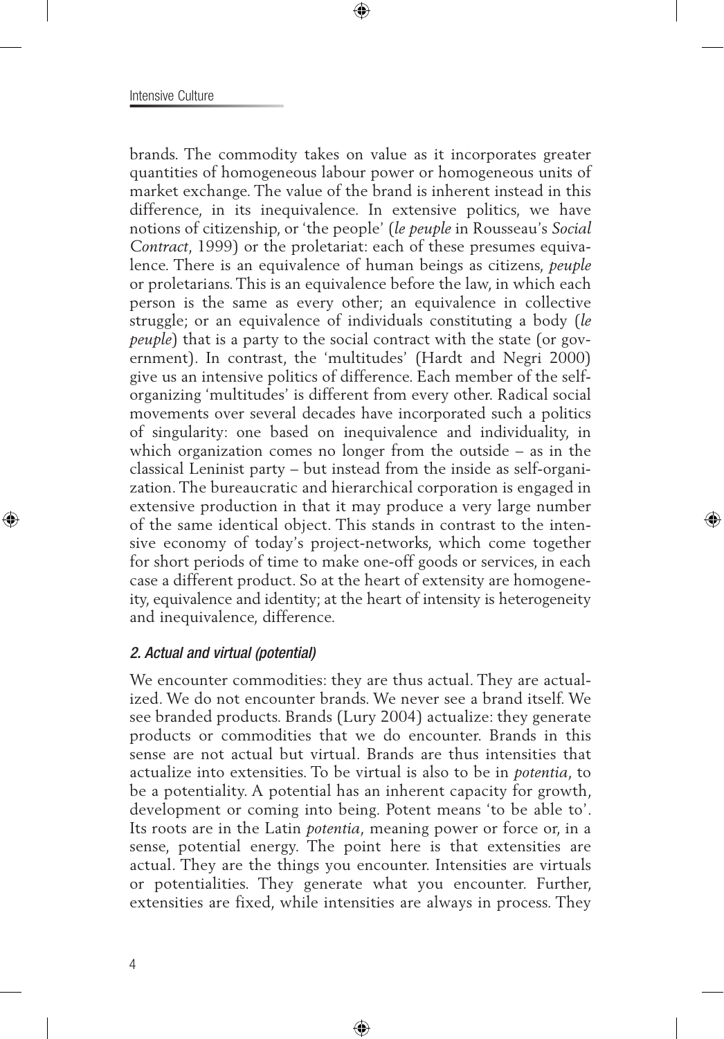brands. The commodity takes on value as it incorporates greater quantities of homogeneous labour power or homogeneous units of market exchange. The value of the brand is inherent instead in this difference, in its inequivalence. In extensive politics, we have notions of citizenship, or 'the people' (*le peuple* in Rousseau's *Social Contract*, 1999) or the proletariat: each of these presumes equivalence. There is an equivalence of human beings as citizens, *peuple* or proletarians. This is an equivalence before the law, in which each person is the same as every other; an equivalence in collective struggle; or an equivalence of individuals constituting a body (*le peuple*) that is a party to the social contract with the state (or government). In contrast, the 'multitudes' (Hardt and Negri 2000) give us an intensive politics of difference. Each member of the self-organizing 'multitudes' is different from every other. Radical social movements over several decades have incorporated such a politics of singularity: one based on inequivalence and individuality, in which organization comes no longer from the outside – as in the classical Leninist party – but instead from the inside as self-organization. The bureaucratic and hierarchical corporation is engaged in extensive production in that it may produce a very large number of the same identical object. This stands in contrast to the intensive economy of today's project-networks, which come together for short periods of time to make one-off goods or services, in each case a different product. So at the heart of extensity are homogeneity, equivalence and identity; at the heart of intensity is heterogeneity and inequivalence, difference.

### *2. Actual and virtual (potential)*

We encounter commodities: they are thus actual. They are actualized. We do not encounter brands. We never see a brand itself. We see branded products. Brands (Lury 2004) actualize: they generate products or commodities that we do encounter. Brands in this sense are not actual but virtual. Brands are thus intensities that actualize into extensities. To be virtual is also to be in *potentia*, to be a potentiality. A potential has an inherent capacity for growth, development or coming into being. Potent means 'to be able to'. Its roots are in the Latin *potentia*, meaning power or force or, in a sense, potential energy. The point here is that extensities are actual. They are the things you encounter. Intensities are virtuals or potentialities. They generate what you encounter. Further, extensities are fixed, while intensities are always in process. They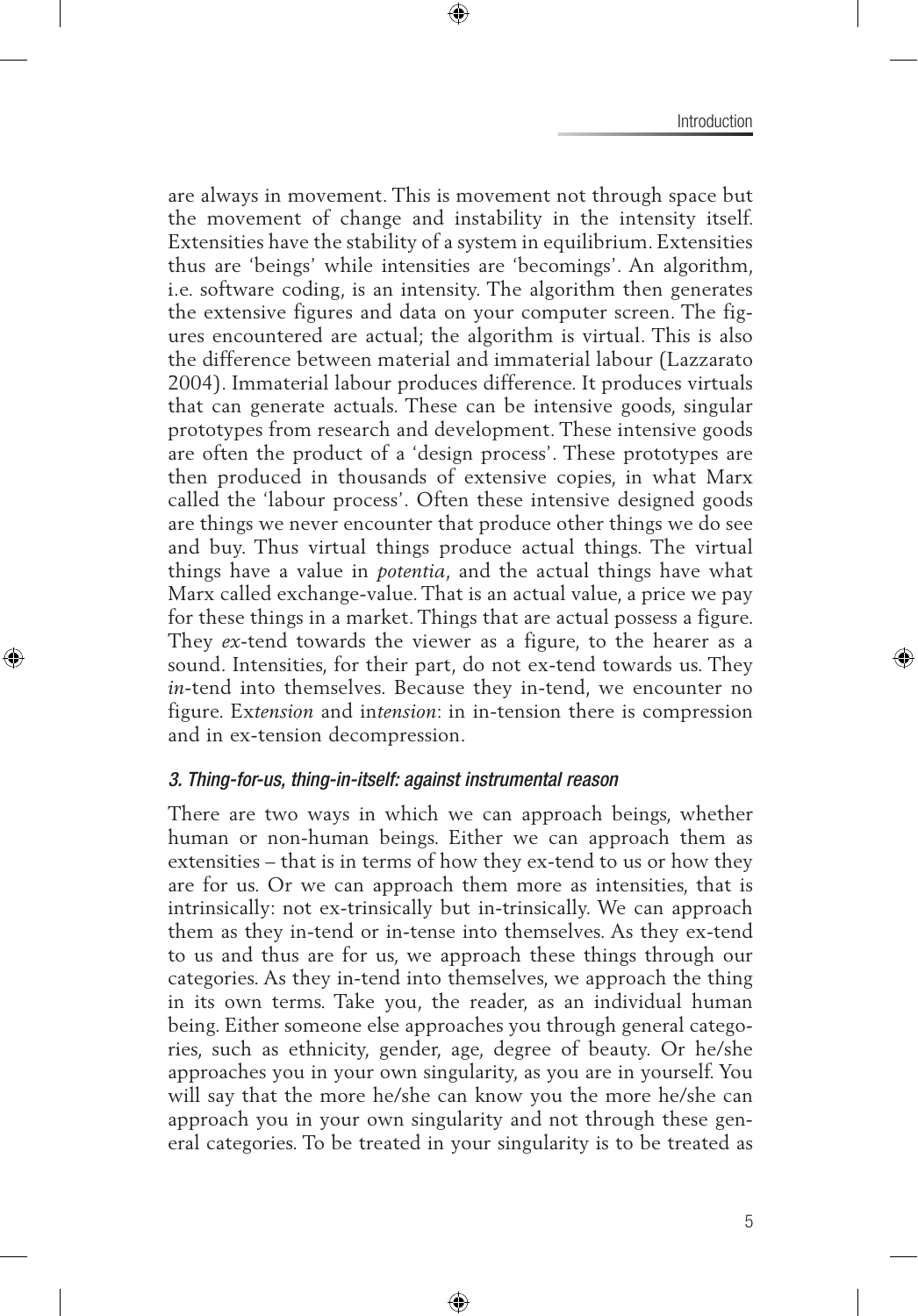are always in movement. This is movement not through space but the movement of change and instability in the intensity itself. Extensities have the stability of a system in equilibrium. Extensities thus are 'beings' while intensities are 'becomings'. An algorithm, i.e. software coding, is an intensity. The algorithm then generates the extensive figures and data on your computer screen. The figures encountered are actual; the algorithm is virtual. This is also the difference between material and immaterial labour (Lazzarato 2004). Immaterial labour produces difference. It produces virtuals that can generate actuals. These can be intensive goods, singular prototypes from research and development. These intensive goods are often the product of a 'design process'. These prototypes are then produced in thousands of extensive copies, in what Marx called the 'labour process'. Often these intensive designed goods are things we never encounter that produce other things we do see and buy. Thus virtual things produce actual things. The virtual things have a value in *potentia*, and the actual things have what Marx called exchange-value. That is an actual value, a price we pay for these things in a market. Things that are actual possess a figure. They *ex*-tend towards the viewer as a figure, to the hearer as a sound. Intensities, for their part, do not ex-tend towards us. They *in*-tend into themselves. Because they in-tend, we encounter no figure. Ex*tension* and in*tension*: in in-tension there is compression and in ex-tension decompression.

### *3. Thing-for-us, thing-in-itself: against instrumental reason*

There are two ways in which we can approach beings, whether human or non-human beings. Either we can approach them as extensities – that is in terms of how they ex-tend to us or how they are for us. Or we can approach them more as intensities, that is intrinsically: not ex-trinsically but in-trinsically. We can approach them as they in-tend or in-tense into themselves. As they ex-tend to us and thus are for us, we approach these things through our categories. As they in-tend into themselves, we approach the thing in its own terms. Take you, the reader, as an individual human being. Either someone else approaches you through general categories, such as ethnicity, gender, age, degree of beauty. Or he/she approaches you in your own singularity, as you are in yourself. You will say that the more he/she can know you the more he/she can approach you in your own singularity and not through these general categories. To be treated in your singularity is to be treated as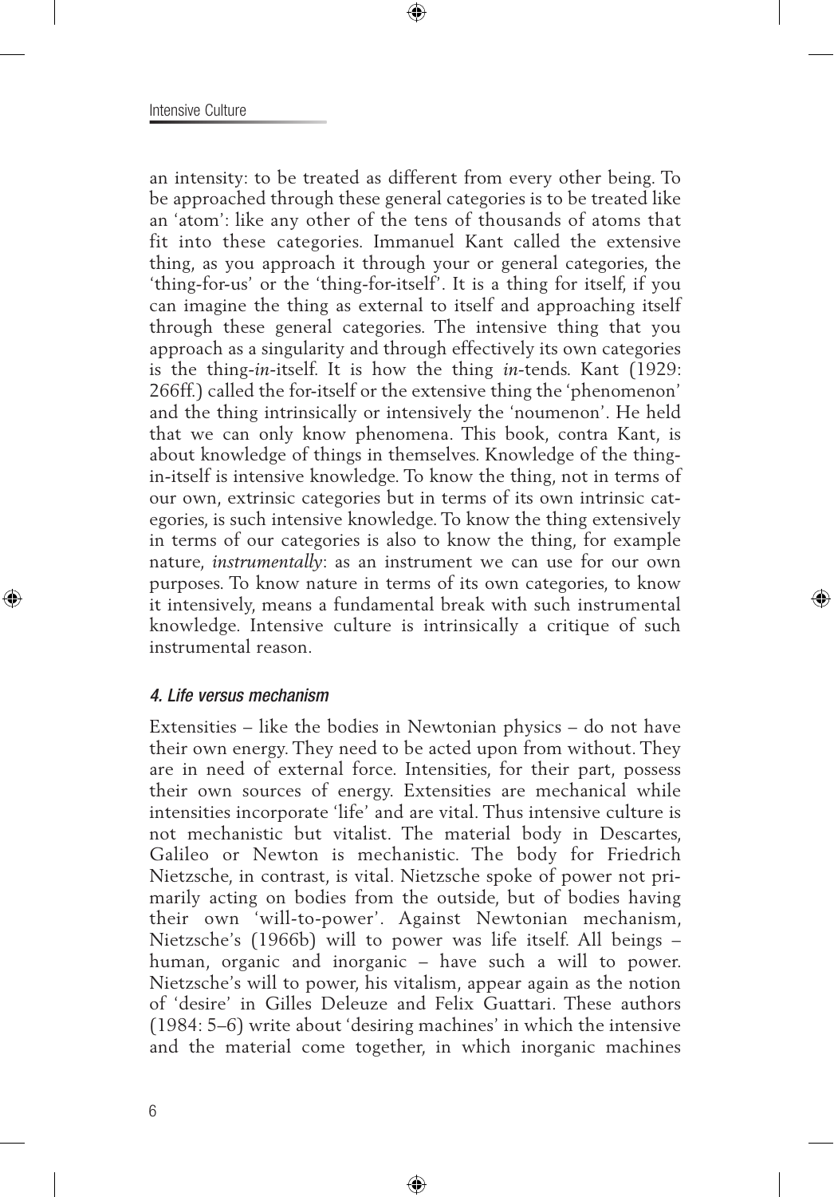an intensity: to be treated as different from every other being. To be approached through these general categories is to be treated like an 'atom': like any other of the tens of thousands of atoms that fit into these categories. Immanuel Kant called the extensive thing, as you approach it through your or general categories, the 'thing-for-us' or the 'thing-for-itself'. It is a thing for itself, if you can imagine the thing as external to itself and approaching itself through these general categories. The intensive thing that you approach as a singularity and through effectively its own categories is the thing-*in*-itself. It is how the thing *in*-tends. Kant (1929: 266ff.) called the for-itself or the extensive thing the 'phenomenon' and the thing intrinsically or intensively the 'noumenon'. He held that we can only know phenomena. This book, contra Kant, is about knowledge of things in themselves. Knowledge of the thing-in-itself is intensive knowledge. To know the thing, not in terms of our own, extrinsic categories but in terms of its own intrinsic categories, is such intensive knowledge. To know the thing extensively in terms of our categories is also to know the thing, for example nature, *instrumentally*: as an instrument we can use for our own purposes. To know nature in terms of its own categories, to know it intensively, means a fundamental break with such instrumental knowledge. Intensive culture is intrinsically a critique of such instrumental reason.

#### *4. Life versus mechanism*

Extensities – like the bodies in Newtonian physics – do not have their own energy. They need to be acted upon from without. They are in need of external force. Intensities, for their part, possess their own sources of energy. Extensities are mechanical while intensities incorporate 'life' and are vital. Thus intensive culture is not mechanistic but vitalist. The material body in Descartes, Galileo or Newton is mechanistic. The body for Friedrich Nietzsche, in contrast, is vital. Nietzsche spoke of power not primarily acting on bodies from the outside, but of bodies having their own 'will-to-power'. Against Newtonian mechanism, Nietzsche's (1966b) will to power was life itself. All beings – human, organic and inorganic – have such a will to power. Nietzsche's will to power, his vitalism, appear again as the notion of 'desire' in Gilles Deleuze and Felix Guattari. These authors (1984: 5–6) write about 'desiring machines' in which the intensive and the material come together, in which inorganic machines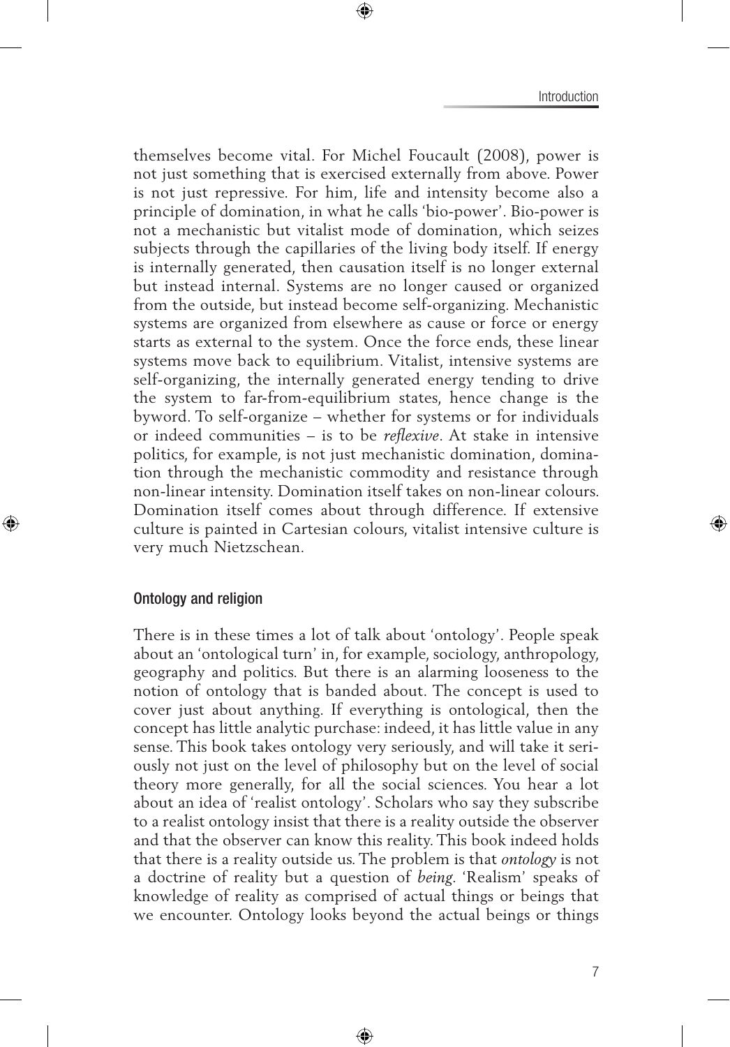themselves become vital. For Michel Foucault (2008), power is not just something that is exercised externally from above. Power is not just repressive. For him, life and intensity become also a principle of domination, in what he calls 'bio-power'. Bio-power is not a mechanistic but vitalist mode of domination, which seizes subjects through the capillaries of the living body itself. If energy is internally generated, then causation itself is no longer external but instead internal. Systems are no longer caused or organized from the outside, but instead become self-organizing. Mechanistic systems are organized from elsewhere as cause or force or energy starts as external to the system. Once the force ends, these linear systems move back to equilibrium. Vitalist, intensive systems are self-organizing, the internally generated energy tending to drive the system to far-from-equilibrium states, hence change is the byword. To self-organize – whether for systems or for individuals or indeed communities – is to be *reflexive*. At stake in intensive politics, for example, is not just mechanistic domination, domination through the mechanistic commodity and resistance through non-linear intensity. Domination itself takes on non-linear colours. Domination itself comes about through difference. If extensive culture is painted in Cartesian colours, vitalist intensive culture is very much Nietzschean.

### Ontology and religion

There is in these times a lot of talk about 'ontology'. People speak about an 'ontological turn' in, for example, sociology, anthropology, geography and politics. But there is an alarming looseness to the notion of ontology that is banded about. The concept is used to cover just about anything. If everything is ontological, then the concept has little analytic purchase: indeed, it has little value in any sense. This book takes ontology very seriously, and will take it seriously not just on the level of philosophy but on the level of social theory more generally, for all the social sciences. You hear a lot about an idea of 'realist ontology'. Scholars who say they subscribe to a realist ontology insist that there is a reality outside the observer and that the observer can know this reality. This book indeed holds that there is a reality outside us. The problem is that *ontology* is not a doctrine of reality but a question of *being*. 'Realism' speaks of knowledge of reality as comprised of actual things or beings that we encounter. Ontology looks beyond the actual beings or things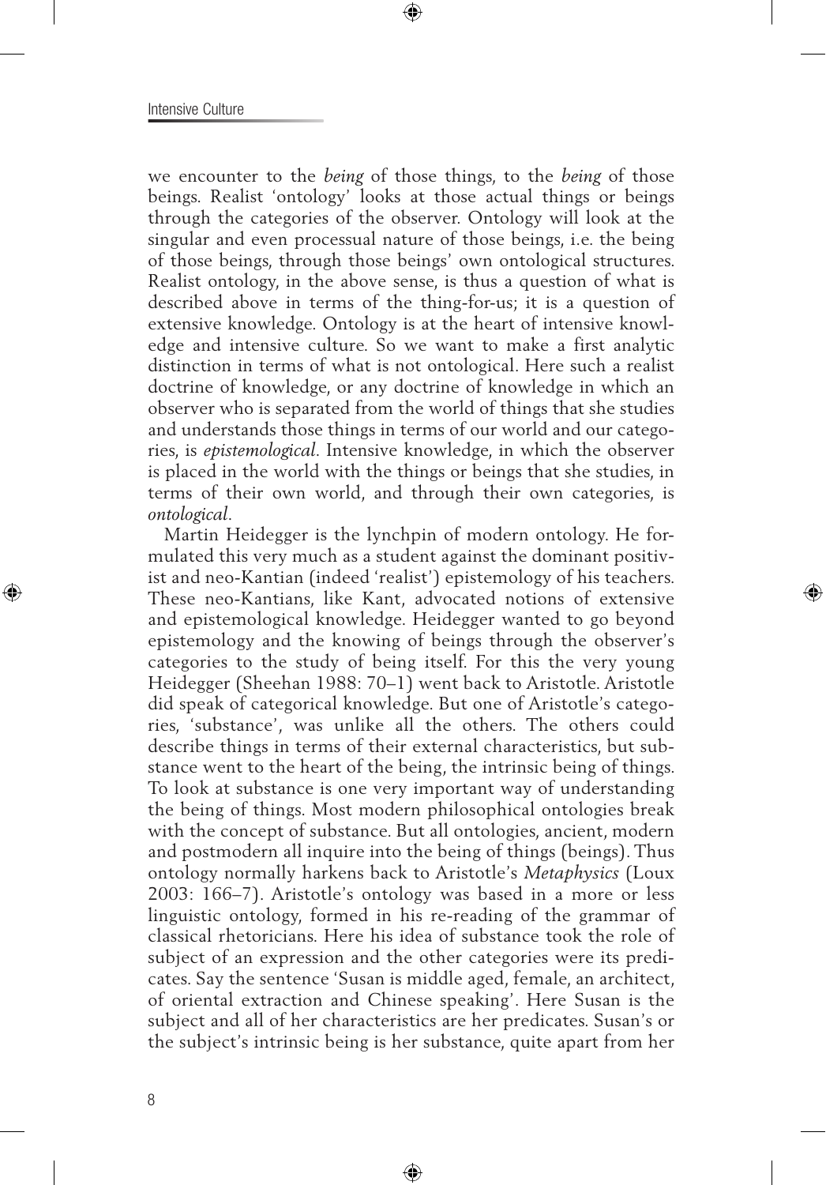we encounter to the *being* of those things, to the *being* of those beings. Realist 'ontology' looks at those actual things or beings through the categories of the observer. Ontology will look at the singular and even processual nature of those beings, i.e. the being of those beings, through those beings' own ontological structures. Realist ontology, in the above sense, is thus a question of what is described above in terms of the thing-for-us; it is a question of extensive knowledge. Ontology is at the heart of intensive knowledge and intensive culture. So we want to make a first analytic distinction in terms of what is not ontological. Here such a realist doctrine of knowledge, or any doctrine of knowledge in which an observer who is separated from the world of things that she studies and understands those things in terms of our world and our categories, is *epistemological*. Intensive knowledge, in which the observer is placed in the world with the things or beings that she studies, in terms of their own world, and through their own categories, is *ontological*.

Martin Heidegger is the lynchpin of modern ontology. He formulated this very much as a student against the dominant positivist and neo-Kantian (indeed 'realist') epistemology of his teachers. These neo-Kantians, like Kant, advocated notions of extensive and epistemological knowledge. Heidegger wanted to go beyond epistemology and the knowing of beings through the observer's categories to the study of being itself. For this the very young Heidegger (Sheehan 1988: 70–1) went back to Aristotle. Aristotle did speak of categorical knowledge. But one of Aristotle's categories, 'substance', was unlike all the others. The others could describe things in terms of their external characteristics, but substance went to the heart of the being, the intrinsic being of things. To look at substance is one very important way of understanding the being of things. Most modern philosophical ontologies break with the concept of substance. But all ontologies, ancient, modern and postmodern all inquire into the being of things (beings). Thus ontology normally harkens back to Aristotle's *Metaphysics* (Loux 2003: 166–7). Aristotle's ontology was based in a more or less linguistic ontology, formed in his re-reading of the grammar of classical rhetoricians. Here his idea of substance took the role of subject of an expression and the other categories were its predicates. Say the sentence 'Susan is middle aged, female, an architect, of oriental extraction and Chinese speaking'. Here Susan is the subject and all of her characteristics are her predicates. Susan's or the subject's intrinsic being is her substance, quite apart from her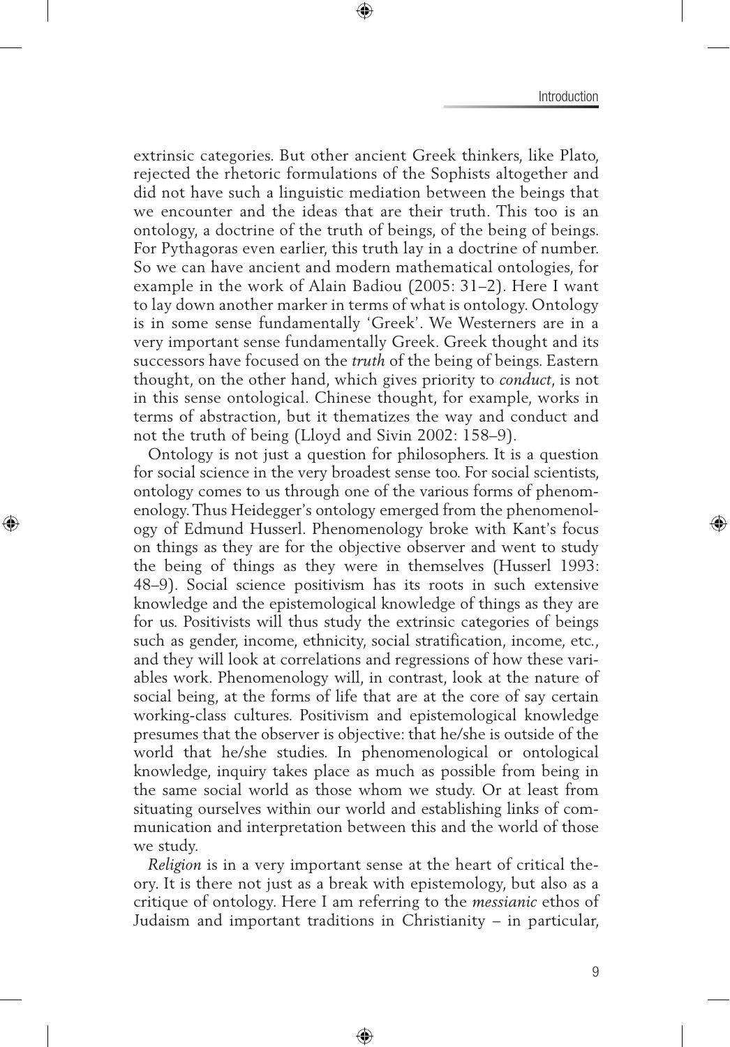extrinsic categories. But other ancient Greek thinkers, like Plato, rejected the rhetoric formulations of the Sophists altogether and did not have such a linguistic mediation between the beings that we encounter and the ideas that are their truth. This too is an ontology, a doctrine of the truth of beings, of the being of beings. For Pythagoras even earlier, this truth lay in a doctrine of number. So we can have ancient and modern mathematical ontologies, for example in the work of Alain Badiou (2005: 31–2). Here I want to lay down another marker in terms of what is ontology. Ontology is in some sense fundamentally 'Greek'. We Westerners are in a very important sense fundamentally Greek. Greek thought and its successors have focused on the *truth* of the being of beings. Eastern thought, on the other hand, which gives priority to *conduct*, is not in this sense ontological. Chinese thought, for example, works in terms of abstraction, but it thematizes the way and conduct and not the truth of being (Lloyd and Sivin 2002: 158–9).

Ontology is not just a question for philosophers. It is a question for social science in the very broadest sense too. For social scientists, ontology comes to us through one of the various forms of phenomenology. Thus Heidegger's ontology emerged from the phenomenology of Edmund Husserl. Phenomenology broke with Kant's focus on things as they are for the objective observer and went to study the being of things as they were in themselves (Husserl 1993: 48–9). Social science positivism has its roots in such extensive knowledge and the epistemological knowledge of things as they are for us. Positivists will thus study the extrinsic categories of beings such as gender, income, ethnicity, social stratification, income, etc., and they will look at correlations and regressions of how these variables work. Phenomenology will, in contrast, look at the nature of social being, at the forms of life that are at the core of say certain working-class cultures. Positivism and epistemological knowledge presumes that the observer is objective: that he/she is outside of the world that he/she studies. In phenomenological or ontological knowledge, inquiry takes place as much as possible from being in the same social world as those whom we study. Or at least from situating ourselves within our world and establishing links of communication and interpretation between this and the world of those we study.

*Religion* is in a very important sense at the heart of critical theory. It is there not just as a break with epistemology, but also as a critique of ontology. Here I am referring to the *messianic* ethos of Judaism and important traditions in Christianity – in particular,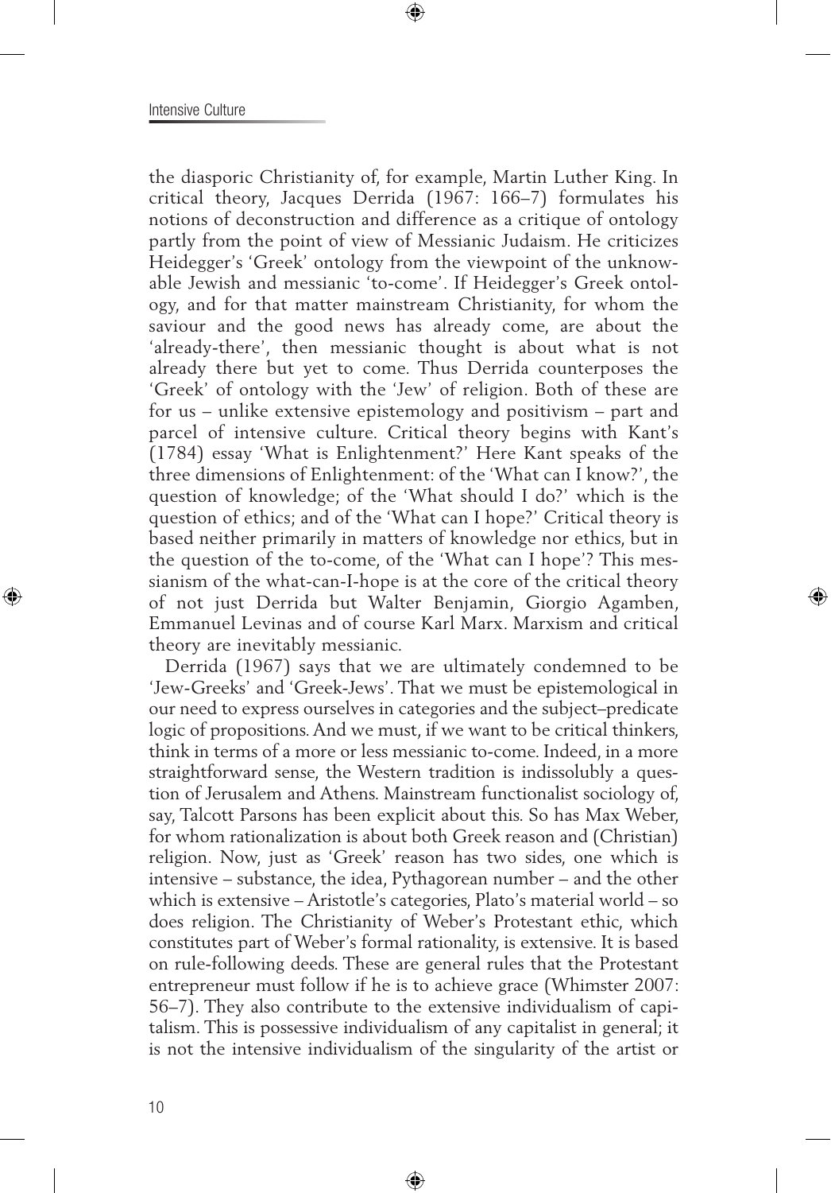the diasporic Christianity of, for example, Martin Luther King. In critical theory, Jacques Derrida (1967: 166–7) formulates his notions of deconstruction and difference as a critique of ontology partly from the point of view of Messianic Judaism. He criticizes Heidegger's 'Greek' ontology from the viewpoint of the unknowable Jewish and messianic 'to-come'. If Heidegger's Greek ontology, and for that matter mainstream Christianity, for whom the saviour and the good news has already come, are about the 'already-there', then messianic thought is about what is not already there but yet to come. Thus Derrida counterposes the 'Greek' of ontology with the 'Jew' of religion. Both of these are for us – unlike extensive epistemology and positivism – part and parcel of intensive culture. Critical theory begins with Kant's (1784) essay 'What is Enlightenment?' Here Kant speaks of the three dimensions of Enlightenment: of the 'What can I know?', the question of knowledge; of the 'What should I do?' which is the question of ethics; and of the 'What can I hope?' Critical theory is based neither primarily in matters of knowledge nor ethics, but in the question of the to-come, of the 'What can I hope'? This messianism of the what-can-I-hope is at the core of the critical theory of not just Derrida but Walter Benjamin, Giorgio Agamben, Emmanuel Levinas and of course Karl Marx. Marxism and critical theory are inevitably messianic.

Derrida (1967) says that we are ultimately condemned to be 'Jew-Greeks' and 'Greek-Jews'. That we must be epistemological in our need to express ourselves in categories and the subject–predicate logic of propositions. And we must, if we want to be critical thinkers, think in terms of a more or less messianic to-come. Indeed, in a more straightforward sense, the Western tradition is indissolubly a question of Jerusalem and Athens. Mainstream functionalist sociology of, say, Talcott Parsons has been explicit about this. So has Max Weber, for whom rationalization is about both Greek reason and (Christian) religion. Now, just as 'Greek' reason has two sides, one which is intensive – substance, the idea, Pythagorean number – and the other which is extensive – Aristotle's categories, Plato's material world – so does religion. The Christianity of Weber's Protestant ethic, which constitutes part of Weber's formal rationality, is extensive. It is based on rule-following deeds. These are general rules that the Protestant entrepreneur must follow if he is to achieve grace (Whimster 2007: 56–7). They also contribute to the extensive individualism of capitalism. This is possessive individualism of any capitalist in general; it is not the intensive individualism of the singularity of the artist or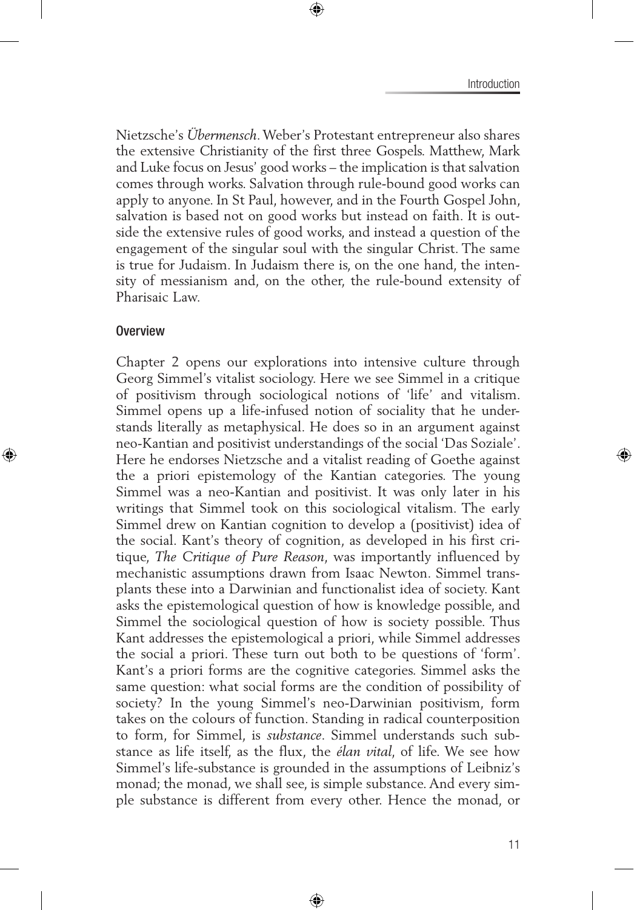Nietzsche's *Übermensch*. Weber's Protestant entrepreneur also shares the extensive Christianity of the first three Gospels. Matthew, Mark and Luke focus on Jesus' good works – the implication is that salvation comes through works. Salvation through rule-bound good works can apply to anyone. In St Paul, however, and in the Fourth Gospel John, salvation is based not on good works but instead on faith. It is outside the extensive rules of good works, and instead a question of the engagement of the singular soul with the singular Christ. The same is true for Judaism. In Judaism there is, on the one hand, the intensity of messianism and, on the other, the rule-bound extensity of Pharisaic Law.

## Overview

Chapter 2 opens our explorations into intensive culture through Georg Simmel's vitalist sociology. Here we see Simmel in a critique of positivism through sociological notions of 'life' and vitalism. Simmel opens up a life-infused notion of sociality that he understands literally as metaphysical. He does so in an argument against neo-Kantian and positivist understandings of the social 'Das Soziale'. Here he endorses Nietzsche and a vitalist reading of Goethe against the a priori epistemology of the Kantian categories. The young Simmel was a neo-Kantian and positivist. It was only later in his writings that Simmel took on this sociological vitalism. The early Simmel drew on Kantian cognition to develop a (positivist) idea of the social. Kant's theory of cognition, as developed in his first critique, *The Critique of Pure Reason*, was importantly influenced by mechanistic assumptions drawn from Isaac Newton. Simmel transplants these into a Darwinian and functionalist idea of society. Kant asks the epistemological question of how is knowledge possible, and Simmel the sociological question of how is society possible. Thus Kant addresses the epistemological a priori, while Simmel addresses the social a priori. These turn out both to be questions of 'form'. Kant's a priori forms are the cognitive categories. Simmel asks the same question: what social forms are the condition of possibility of society? In the young Simmel's neo-Darwinian positivism, form takes on the colours of function. Standing in radical counterposition to form, for Simmel, is *substance*. Simmel understands such substance as life itself, as the flux, the *élan vital*, of life. We see how Simmel's life-substance is grounded in the assumptions of Leibniz's monad; the monad, we shall see, is simple substance. And every simple substance is different from every other. Hence the monad, or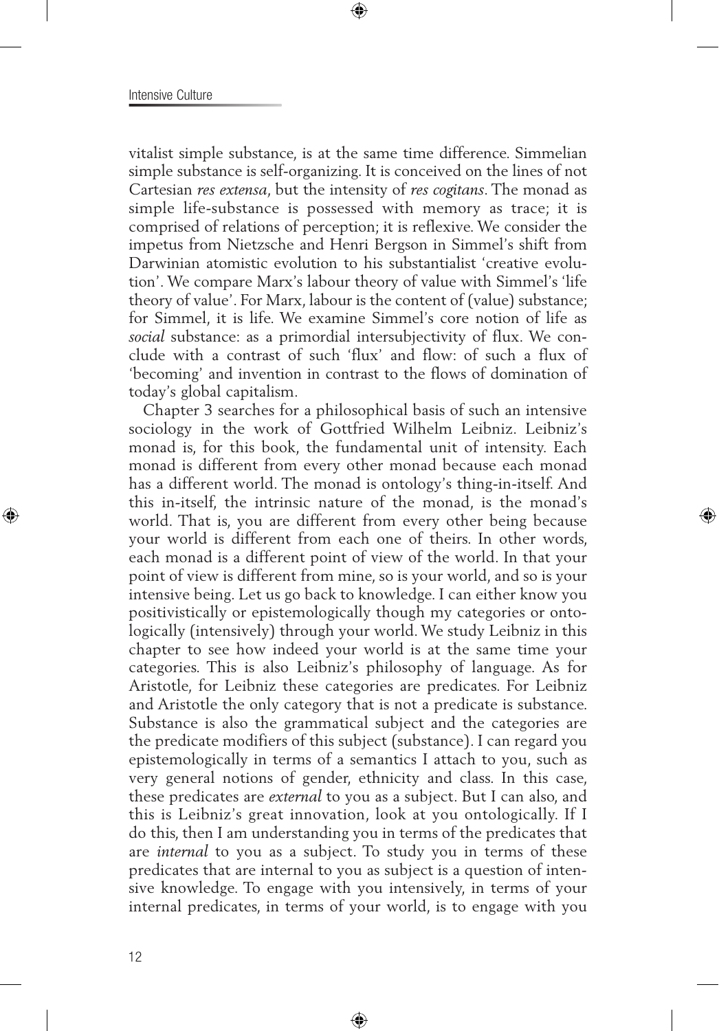vitalist simple substance, is at the same time difference. Simmelian simple substance is self-organizing. It is conceived on the lines of not Cartesian *res extensa*, but the intensity of *res cogitans*. The monad as simple life-substance is possessed with memory as trace; it is comprised of relations of perception; it is reflexive. We consider the impetus from Nietzsche and Henri Bergson in Simmel's shift from Darwinian atomistic evolution to his substantialist 'creative evolution'. We compare Marx's labour theory of value with Simmel's 'life theory of value'. For Marx, labour is the content of (value) substance; for Simmel, it is life. We examine Simmel's core notion of life as *social* substance: as a primordial intersubjectivity of flux. We conclude with a contrast of such 'flux' and flow: of such a flux of 'becoming' and invention in contrast to the flows of domination of today's global capitalism.

Chapter 3 searches for a philosophical basis of such an intensive sociology in the work of Gottfried Wilhelm Leibniz. Leibniz's monad is, for this book, the fundamental unit of intensity. Each monad is different from every other monad because each monad has a different world. The monad is ontology's thing-in-itself. And this in-itself, the intrinsic nature of the monad, is the monad's world. That is, you are different from every other being because your world is different from each one of theirs. In other words, each monad is a different point of view of the world. In that your point of view is different from mine, so is your world, and so is your intensive being. Let us go back to knowledge. I can either know you positivistically or epistemologically though my categories or ontologically (intensively) through your world. We study Leibniz in this chapter to see how indeed your world is at the same time your categories. This is also Leibniz's philosophy of language. As for Aristotle, for Leibniz these categories are predicates. For Leibniz and Aristotle the only category that is not a predicate is substance. Substance is also the grammatical subject and the categories are the predicate modifiers of this subject (substance). I can regard you epistemologically in terms of a semantics I attach to you, such as very general notions of gender, ethnicity and class. In this case, these predicates are *external* to you as a subject. But I can also, and this is Leibniz's great innovation, look at you ontologically. If I do this, then I am understanding you in terms of the predicates that are *internal* to you as a subject. To study you in terms of these predicates that are internal to you as subject is a question of intensive knowledge. To engage with you intensively, in terms of your internal predicates, in terms of your world, is to engage with you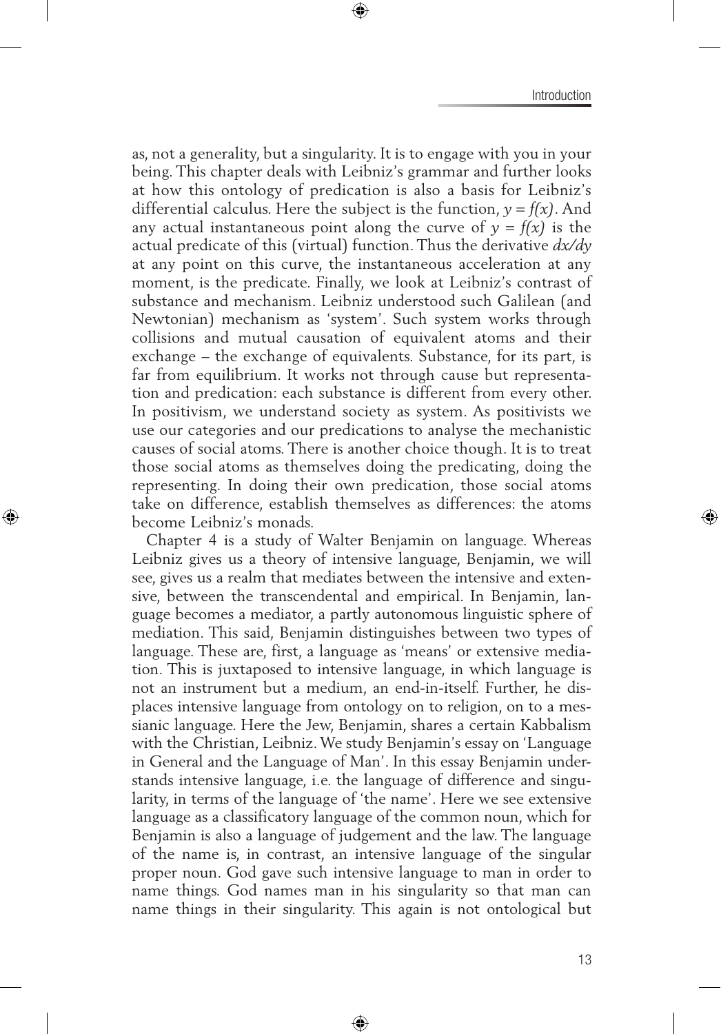as, not a generality, but a singularity. It is to engage with you in your being. This chapter deals with Leibniz's grammar and further looks at how this ontology of predication is also a basis for Leibniz's differential calculus. Here the subject is the function, $y = f(x)$. And any actual instantaneous point along the curve of $y = f(x)$ is the actual predicate of this (virtual) function. Thus the derivative $dx/dy$ at any point on this curve, the instantaneous acceleration at any moment, is the predicate. Finally, we look at Leibniz's contrast of substance and mechanism. Leibniz understood such Galilean (and Newtonian) mechanism as 'system'. Such system works through collisions and mutual causation of equivalent atoms and their exchange – the exchange of equivalents. Substance, for its part, is far from equilibrium. It works not through cause but representation and predication: each substance is different from every other. In positivism, we understand society as system. As positivists we use our categories and our predications to analyse the mechanistic causes of social atoms. There is another choice though. It is to treat those social atoms as themselves doing the predicating, doing the representing. In doing their own predication, those social atoms take on difference, establish themselves as differences: the atoms become Leibniz's monads.

Chapter 4 is a study of Walter Benjamin on language. Whereas Leibniz gives us a theory of intensive language, Benjamin, we will see, gives us a realm that mediates between the intensive and extensive, between the transcendental and empirical. In Benjamin, language becomes a mediator, a partly autonomous linguistic sphere of mediation. This said, Benjamin distinguishes between two types of language. These are, first, a language as 'means' or extensive mediation. This is juxtaposed to intensive language, in which language is not an instrument but a medium, an end-in-itself. Further, he displaces intensive language from ontology on to religion, on to a messianic language. Here the Jew, Benjamin, shares a certain Kabbalism with the Christian, Leibniz. We study Benjamin's essay on 'Language in General and the Language of Man'. In this essay Benjamin understands intensive language, i.e. the language of difference and singularity, in terms of the language of 'the name'. Here we see extensive language as a classificatory language of the common noun, which for Benjamin is also a language of judgement and the law. The language of the name is, in contrast, an intensive language of the singular proper noun. God gave such intensive language to man in order to name things. God names man in his singularity so that man can name things in their singularity. This again is not ontological but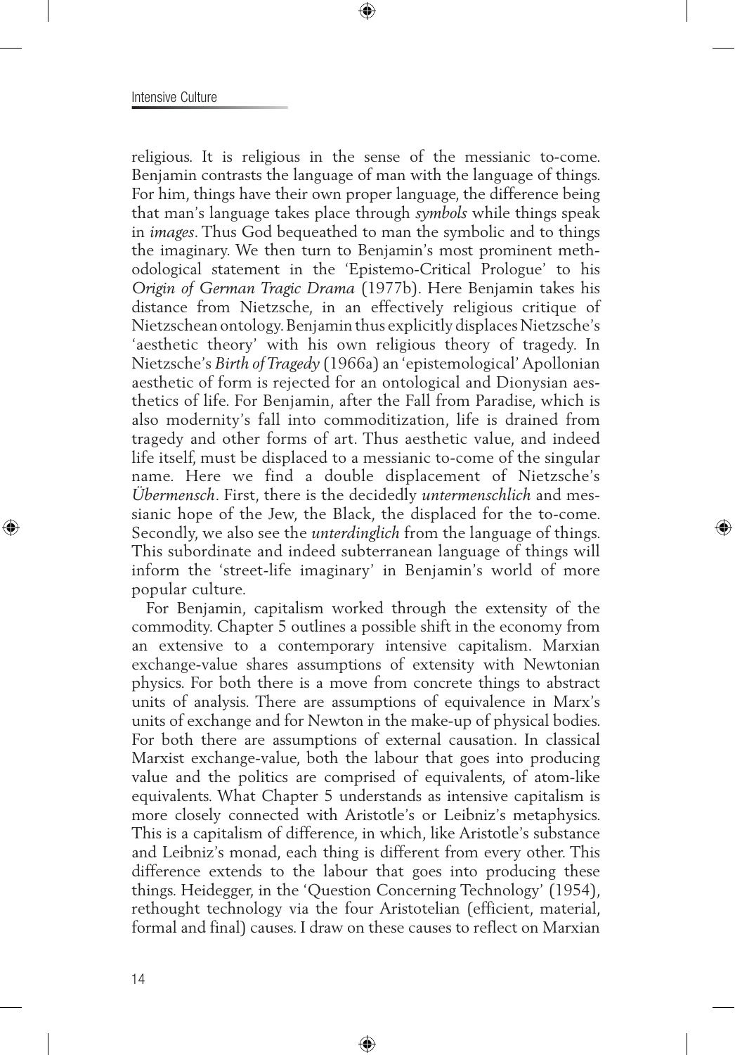religious. It is religious in the sense of the messianic to-come. Benjamin contrasts the language of man with the language of things. For him, things have their own proper language, the difference being that man's language takes place through *symbols* while things speak in *images*. Thus God bequeathed to man the symbolic and to things the imaginary. We then turn to Benjamin's most prominent methodological statement in the 'Epistemo-Critical Prologue' to his *Origin of German Tragic Drama* (1977b). Here Benjamin takes his distance from Nietzsche, in an effectively religious critique of Nietzschean ontology. Benjamin thus explicitly displaces Nietzsche's 'aesthetic theory' with his own religious theory of tragedy. In Nietzsche's *Birth of Tragedy* (1966a) an 'epistemological' Apollonian aesthetic of form is rejected for an ontological and Dionysian aesthetics of life. For Benjamin, after the Fall from Paradise, which is also modernity's fall into commoditization, life is drained from tragedy and other forms of art. Thus aesthetic value, and indeed life itself, must be displaced to a messianic to-come of the singular name. Here we find a double displacement of Nietzsche's *Übermensch*. First, there is the decidedly *untermenschlich* and messianic hope of the Jew, the Black, the displaced for the to-come. Secondly, we also see the *unterdinglich* from the language of things. This subordinate and indeed subterranean language of things will inform the 'street-life imaginary' in Benjamin's world of more popular culture.

For Benjamin, capitalism worked through the extensity of the commodity. Chapter 5 outlines a possible shift in the economy from an extensive to a contemporary intensive capitalism. Marxian exchange-value shares assumptions of extensity with Newtonian physics. For both there is a move from concrete things to abstract units of analysis. There are assumptions of equivalence in Marx's units of exchange and for Newton in the make-up of physical bodies. For both there are assumptions of external causation. In classical Marxist exchange-value, both the labour that goes into producing value and the politics are comprised of equivalents, of atom-like equivalents. What Chapter 5 understands as intensive capitalism is more closely connected with Aristotle's or Leibniz's metaphysics. This is a capitalism of difference, in which, like Aristotle's substance and Leibniz's monad, each thing is different from every other. This difference extends to the labour that goes into producing these things. Heidegger, in the 'Question Concerning Technology' (1954), rethought technology via the four Aristotelian (efficient, material, formal and final) causes. I draw on these causes to reflect on Marxian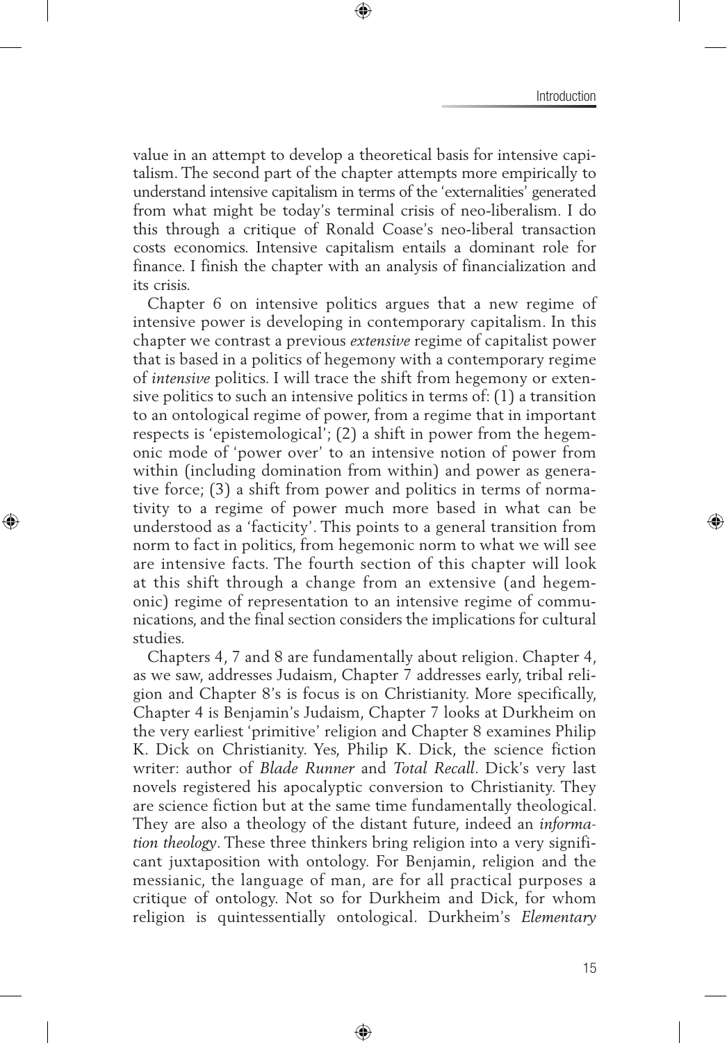value in an attempt to develop a theoretical basis for intensive capitalism. The second part of the chapter attempts more empirically to understand intensive capitalism in terms of the 'externalities' generated from what might be today's terminal crisis of neo-liberalism. I do this through a critique of Ronald Coase's neo-liberal transaction costs economics. Intensive capitalism entails a dominant role for finance. I finish the chapter with an analysis of financialization and its crisis.

Chapter 6 on intensive politics argues that a new regime of intensive power is developing in contemporary capitalism. In this chapter we contrast a previous *extensive* regime of capitalist power that is based in a politics of hegemony with a contemporary regime of *intensive* politics. I will trace the shift from hegemony or extensive politics to such an intensive politics in terms of: (1) a transition to an ontological regime of power, from a regime that in important respects is 'epistemological'; (2) a shift in power from the hegemonic mode of 'power over' to an intensive notion of power from within (including domination from within) and power as generative force; (3) a shift from power and politics in terms of normativity to a regime of power much more based in what can be understood as a 'facticity'. This points to a general transition from norm to fact in politics, from hegemonic norm to what we will see are intensive facts. The fourth section of this chapter will look at this shift through a change from an extensive (and hegemonic) regime of representation to an intensive regime of communications, and the final section considers the implications for cultural studies.

Chapters 4, 7 and 8 are fundamentally about religion. Chapter 4, as we saw, addresses Judaism, Chapter 7 addresses early, tribal religion and Chapter 8's is focus is on Christianity. More specifically, Chapter 4 is Benjamin's Judaism, Chapter 7 looks at Durkheim on the very earliest 'primitive' religion and Chapter 8 examines Philip K. Dick on Christianity. Yes, Philip K. Dick, the science fiction writer: author of *Blade Runner* and *Total Recall*. Dick's very last novels registered his apocalyptic conversion to Christianity. They are science fiction but at the same time fundamentally theological. They are also a theology of the distant future, indeed an *information theology*. These three thinkers bring religion into a very significant juxtaposition with ontology. For Benjamin, religion and the messianic, the language of man, are for all practical purposes a critique of ontology. Not so for Durkheim and Dick, for whom religion is quintessentially ontological. Durkheim's *Elementary*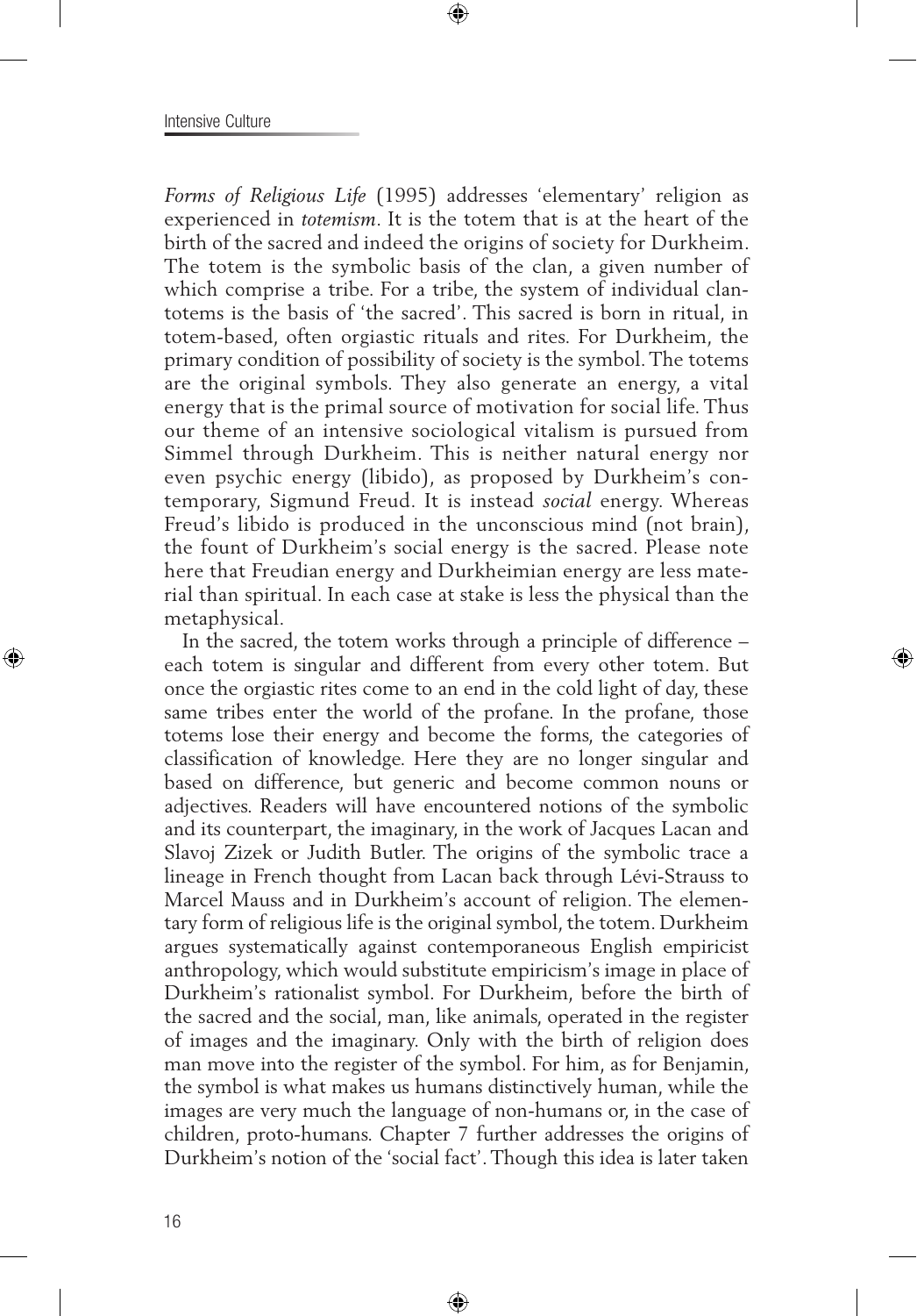*Forms of Religious Life* (1995) addresses 'elementary' religion as experienced in *totemism*. It is the totem that is at the heart of the birth of the sacred and indeed the origins of society for Durkheim. The totem is the symbolic basis of the clan, a given number of which comprise a tribe. For a tribe, the system of individual clan-totems is the basis of 'the sacred'. This sacred is born in ritual, in totem-based, often orgiastic rituals and rites. For Durkheim, the primary condition of possibility of society is the symbol. The totems are the original symbols. They also generate an energy, a vital energy that is the primal source of motivation for social life. Thus our theme of an intensive sociological vitalism is pursued from Simmel through Durkheim. This is neither natural energy nor even psychic energy (libido), as proposed by Durkheim's contemporary, Sigmund Freud. It is instead *social* energy. Whereas Freud's libido is produced in the unconscious mind (not brain), the fount of Durkheim's social energy is the sacred. Please note here that Freudian energy and Durkheimian energy are less material than spiritual. In each case at stake is less the physical than the metaphysical.

In the sacred, the totem works through a principle of difference – each totem is singular and different from every other totem. But once the orgiastic rites come to an end in the cold light of day, these same tribes enter the world of the profane. In the profane, those totems lose their energy and become the forms, the categories of classification of knowledge. Here they are no longer singular and based on difference, but generic and become common nouns or adjectives. Readers will have encountered notions of the symbolic and its counterpart, the imaginary, in the work of Jacques Lacan and Slavoj Zizek or Judith Butler. The origins of the symbolic trace a lineage in French thought from Lacan back through Lévi-Strauss to Marcel Mauss and in Durkheim's account of religion. The elementary form of religious life is the original symbol, the totem. Durkheim argues systematically against contemporaneous English empiricist anthropology, which would substitute empiricism's image in place of Durkheim's rationalist symbol. For Durkheim, before the birth of the sacred and the social, man, like animals, operated in the register of images and the imaginary. Only with the birth of religion does man move into the register of the symbol. For him, as for Benjamin, the symbol is what makes us humans distinctively human, while the images are very much the language of non-humans or, in the case of children, proto-humans. Chapter 7 further addresses the origins of Durkheim's notion of the 'social fact'. Though this idea is later taken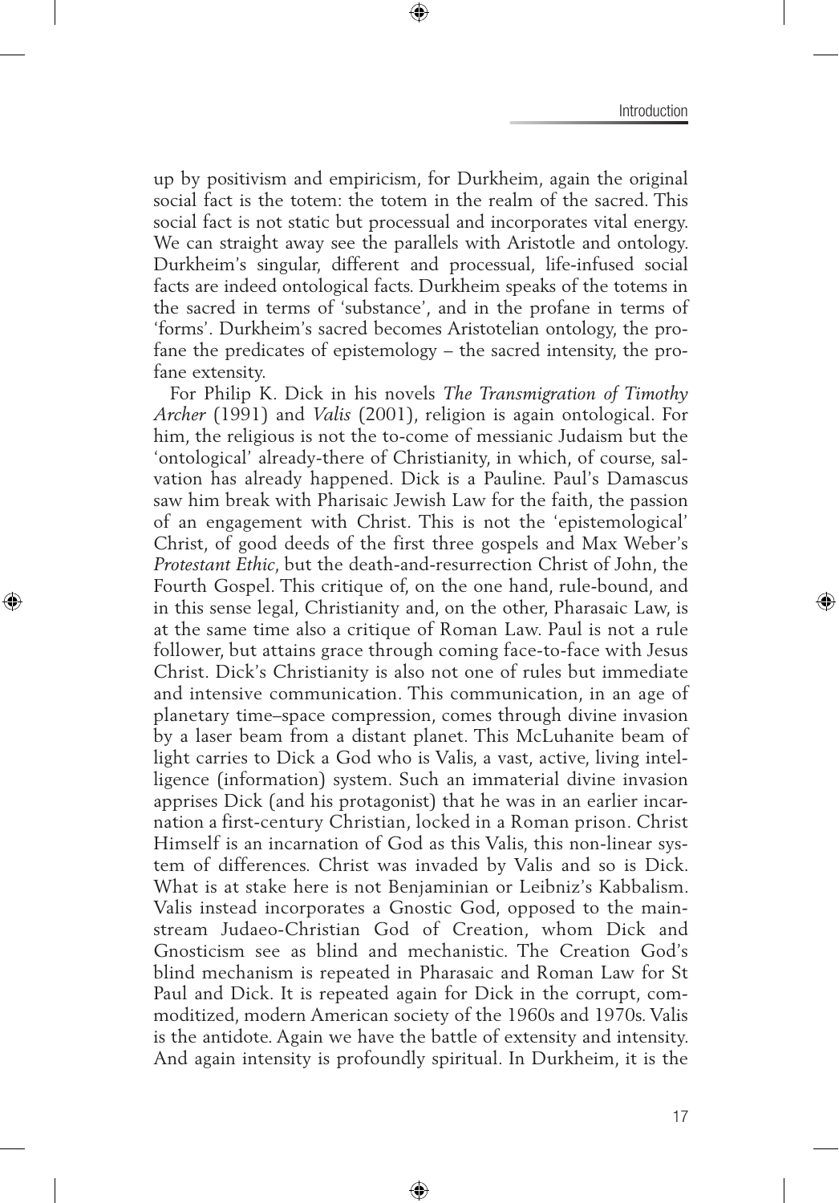up by positivism and empiricism, for Durkheim, again the original social fact is the totem: the totem in the realm of the sacred. This social fact is not static but processual and incorporates vital energy. We can straight away see the parallels with Aristotle and ontology. Durkheim's singular, different and processual, life-infused social facts are indeed ontological facts. Durkheim speaks of the totems in the sacred in terms of 'substance', and in the profane in terms of 'forms'. Durkheim's sacred becomes Aristotelian ontology, the profane the predicates of epistemology – the sacred intensity, the profane extensity.

For Philip K. Dick in his novels *The Transmigration of Timothy Archer* (1991) and *Valis* (2001), religion is again ontological. For him, the religious is not the to-come of messianic Judaism but the 'ontological' already-there of Christianity, in which, of course, salvation has already happened. Dick is a Pauline. Paul's Damascus saw him break with Pharisaic Jewish Law for the faith, the passion of an engagement with Christ. This is not the 'epistemological' Christ, of good deeds of the first three gospels and Max Weber's *Protestant Ethic*, but the death-and-resurrection Christ of John, the Fourth Gospel. This critique of, on the one hand, rule-bound, and in this sense legal, Christianity and, on the other, Pharasaic Law, is at the same time also a critique of Roman Law. Paul is not a rule follower, but attains grace through coming face-to-face with Jesus Christ. Dick's Christianity is also not one of rules but immediate and intensive communication. This communication, in an age of planetary time–space compression, comes through divine invasion by a laser beam from a distant planet. This McLuhanite beam of light carries to Dick a God who is Valis, a vast, active, living intelligence (information) system. Such an immaterial divine invasion apprises Dick (and his protagonist) that he was in an earlier incarnation a first-century Christian, locked in a Roman prison. Christ Himself is an incarnation of God as this Valis, this non-linear system of differences. Christ was invaded by Valis and so is Dick. What is at stake here is not Benjaminian or Leibniz's Kabbalism. Valis instead incorporates a Gnostic God, opposed to the mainstream Judaeo-Christian God of Creation, whom Dick and Gnosticism see as blind and mechanistic. The Creation God's blind mechanism is repeated in Pharasaic and Roman Law for St Paul and Dick. It is repeated again for Dick in the corrupt, commoditized, modern American society of the 1960s and 1970s. Valis is the antidote. Again we have the battle of extensity and intensity. And again intensity is profoundly spiritual. In Durkheim, it is the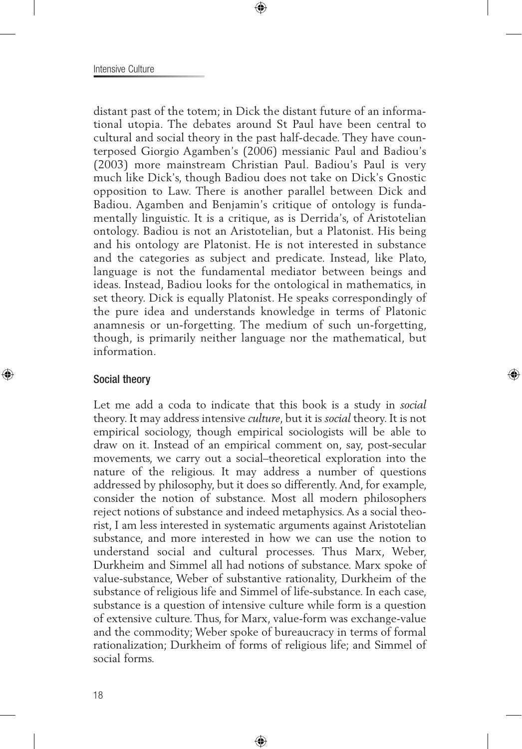distant past of the totem; in Dick the distant future of an informational utopia. The debates around St Paul have been central to cultural and social theory in the past half-decade. They have counterposed Giorgio Agamben's (2006) messianic Paul and Badiou's (2003) more mainstream Christian Paul. Badiou's Paul is very much like Dick's, though Badiou does not take on Dick's Gnostic opposition to Law. There is another parallel between Dick and Badiou. Agamben and Benjamin's critique of ontology is fundamentally linguistic. It is a critique, as is Derrida's, of Aristotelian ontology. Badiou is not an Aristotelian, but a Platonist. His being and his ontology are Platonist. He is not interested in substance and the categories as subject and predicate. Instead, like Plato, language is not the fundamental mediator between beings and ideas. Instead, Badiou looks for the ontological in mathematics, in set theory. Dick is equally Platonist. He speaks correspondingly of the pure idea and understands knowledge in terms of Platonic anamnesis or un-forgetting. The medium of such un-forgetting, though, is primarily neither language nor the mathematical, but information.

## Social theory

Let me add a coda to indicate that this book is a study in *social* theory. It may address intensive *culture*, but it is *social* theory. It is not empirical sociology, though empirical sociologists will be able to draw on it. Instead of an empirical comment on, say, post-secular movements, we carry out a social–theoretical exploration into the nature of the religious. It may address a number of questions addressed by philosophy, but it does so differently. And, for example, consider the notion of substance. Most all modern philosophers reject notions of substance and indeed metaphysics. As a social theorist, I am less interested in systematic arguments against Aristotelian substance, and more interested in how we can use the notion to understand social and cultural processes. Thus Marx, Weber, Durkheim and Simmel all had notions of substance. Marx spoke of value-substance, Weber of substantive rationality, Durkheim of the substance of religious life and Simmel of life-substance. In each case, substance is a question of intensive culture while form is a question of extensive culture. Thus, for Marx, value-form was exchange-value and the commodity; Weber spoke of bureaucracy in terms of formal rationalization; Durkheim of forms of religious life; and Simmel of social forms.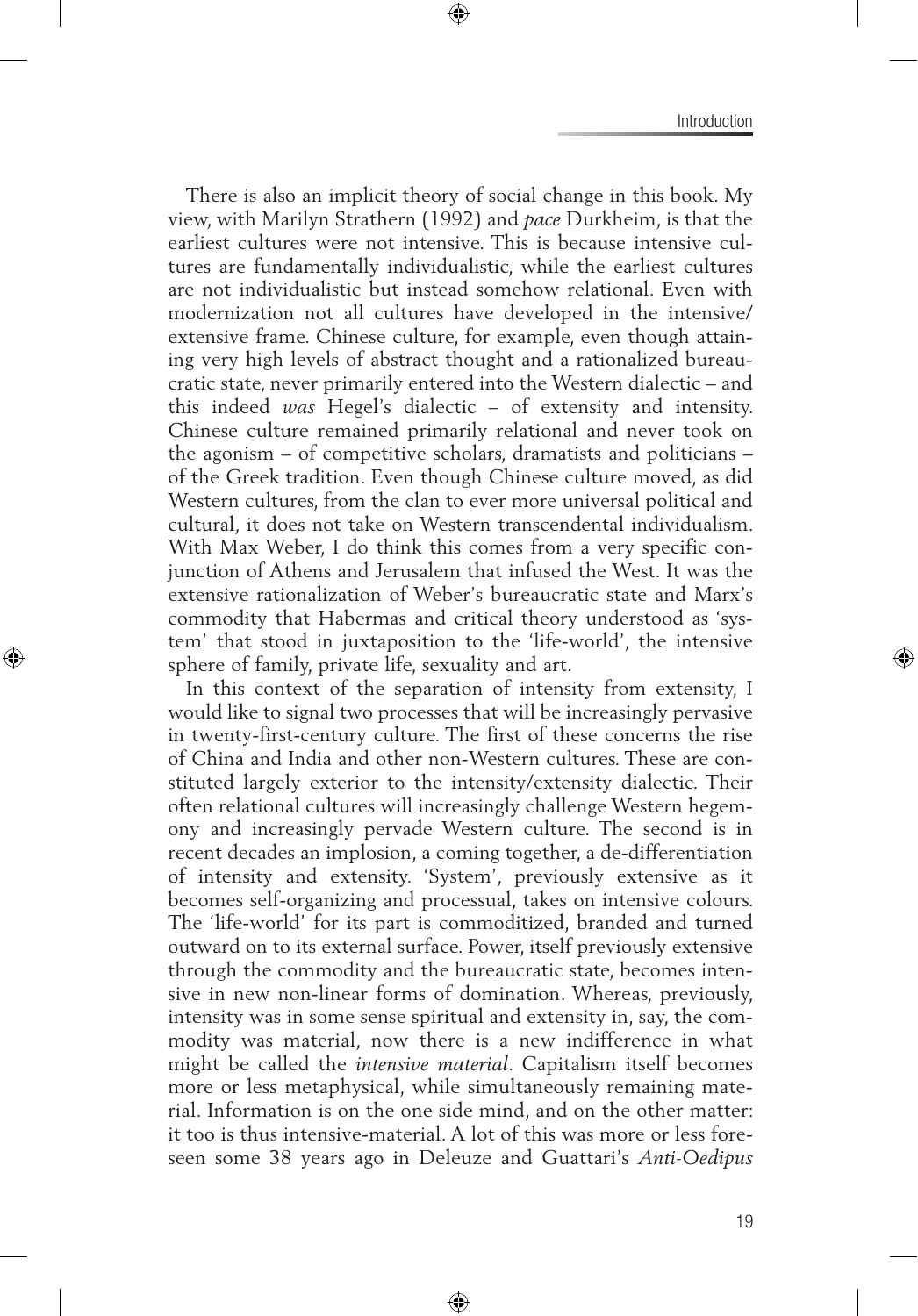There is also an implicit theory of social change in this book. My view, with Marilyn Strathern (1992) and *pace* Durkheim, is that the earliest cultures were not intensive. This is because intensive cultures are fundamentally individualistic, while the earliest cultures are not individualistic but instead somehow relational. Even with modernization not all cultures have developed in the intensive/extensive frame. Chinese culture, for example, even though attaining very high levels of abstract thought and a rationalized bureaucratic state, never primarily entered into the Western dialectic – and this indeed *was* Hegel's dialectic – of extensity and intensity. Chinese culture remained primarily relational and never took on the agonism – of competitive scholars, dramatists and politicians – of the Greek tradition. Even though Chinese culture moved, as did Western cultures, from the clan to ever more universal political and cultural, it does not take on Western transcendental individualism. With Max Weber, I do think this comes from a very specific conjunction of Athens and Jerusalem that infused the West. It was the extensive rationalization of Weber's bureaucratic state and Marx's commodity that Habermas and critical theory understood as 'system' that stood in juxtaposition to the 'life-world', the intensive sphere of family, private life, sexuality and art.

In this context of the separation of intensity from extensity, I would like to signal two processes that will be increasingly pervasive in twenty-first-century culture. The first of these concerns the rise of China and India and other non-Western cultures. These are constituted largely exterior to the intensity/extensity dialectic. Their often relational cultures will increasingly challenge Western hegemony and increasingly pervade Western culture. The second is in recent decades an implosion, a coming together, a de-differentiation of intensity and extensity. 'System', previously extensive as it becomes self-organizing and processual, takes on intensive colours. The 'life-world' for its part is commoditized, branded and turned outward on to its external surface. Power, itself previously extensive through the commodity and the bureaucratic state, becomes intensive in new non-linear forms of domination. Whereas, previously, intensity was in some sense spiritual and extensity in, say, the commodity was material, now there is a new indifference in what might be called the *intensive material*. Capitalism itself becomes more or less metaphysical, while simultaneously remaining material. Information is on the one side mind, and on the other matter: it too is thus intensive-material. A lot of this was more or less foreseen some 38 years ago in Deleuze and Guattari's *Anti-Oedipus*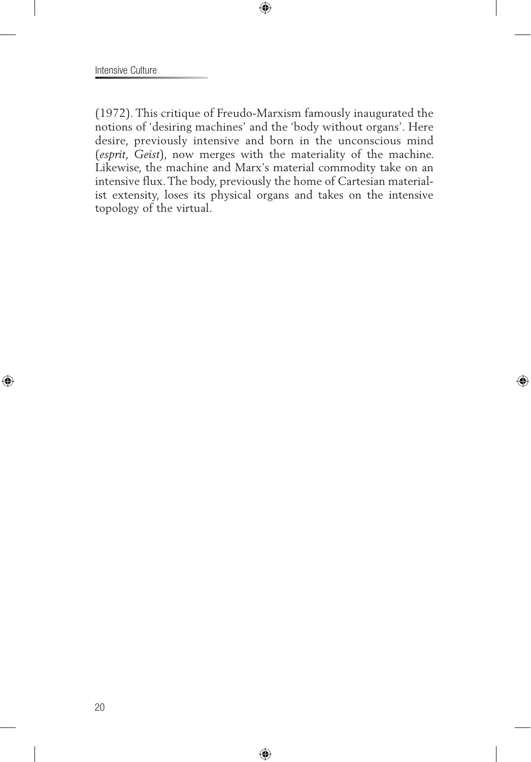(1972). This critique of Freudo-Marxism famously inaugurated the notions of 'desiring machines' and the 'body without organs'. Here desire, previously intensive and born in the unconscious mind (*esprit*, *Geist*), now merges with the materiality of the machine. Likewise, the machine and Marx's material commodity take on an intensive flux. The body, previously the home of Cartesian materialist extensity, loses its physical organs and takes on the intensive topology of the virtual.